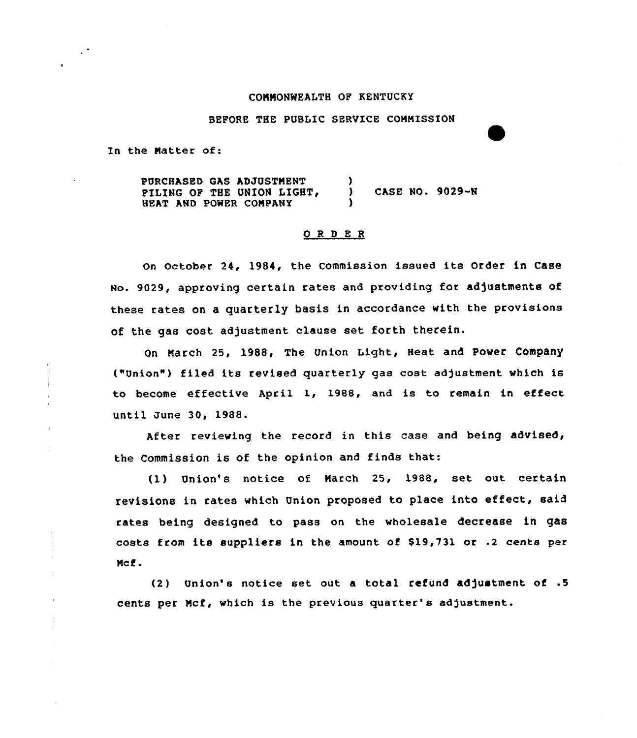COMMONWEALTH OF KENTUCKY

BEFORE THE PUBLIC SERVICE COMMISSION

In the Matter of:

PURCHASED GAS ADJUSTMENT FILING OF THE UNION LIGHT, HEAT AND POWER COMPANY ) CASE NO. 9029-N

## ORDER

On October 24, 1984, the Commission issued its Order in Case No. 9029, approving certain rates and providing for adjustments of these rates on a quarterly basis in accordance with the provisions of the gas cost adjustment clause set forth therein.

On March 25, 1988, The Union Light, Heat and Power Company ("Union") filed its revised quarterly gas cost adjustment which is to become effective April 1, 1988, and is to remain in effect until June 30, 1988.

After reviewing the record in this case and being advised, the Commission is of the opinion and finds that:

(1) Union's notice of March 25, 1988, set out certain revisions in rates which Union proposed to place into effect, said rates being designed to pass on the wholesale decrease in gas costs from its suppliers in the amount of $19,731 or .2 cents per Mcf.

(2) Union's notice set out a total refund adjustment of .5 cents per Mcf, which is the previous quarter's adjustment.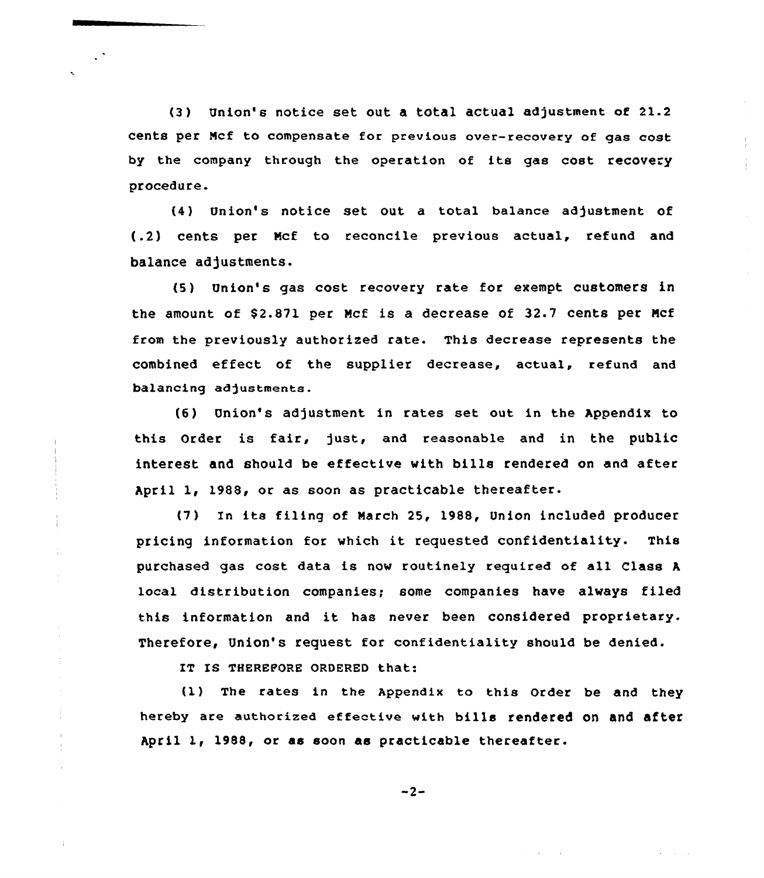(3) Union's notice set out a total actual adjustment of 21.2 cents per Mcf to compensate for previous over-recovery of gas cost by the company through the operation of its gas cost recovery procedure.

(4) Union's notice set out a total balance adjustment of (.2) cents per Mcf to reconcile previous actual, refund and balance adjustments.

(5) Union's gas cost recovery rate for exempt customers in the amount of $2.871 per Mcf is a decrease of 32.7 cents per Mcf from the previously authorized rate. This decrease represents the combined effect of the supplier decrease, actual, refund and balancing adjustments.

(6) Union's adjustment in rates set out in the Appendix to this Order is fair, just, and reasonable and in the public interest and should be effective with bills rendered on and after April 1, 1988, or as soon as practicable thereafter.

(7) In its filing of March 25, 1988, Union included producer pricing information for which it requested confidentiality. This purchased gas cost data is now routinely required of all Class A local distribution companies; some companies have always filed this information and it has never been considered proprietary. Therefore, Union's request for confidentiality should be denied.

IT IS THEREFORE ORDERED that:

(1) The rates in the Appendix to this Order be and they hereby are authorized effective with bills rendered on and after April 1, 1988, or as soon as practicable thereafter.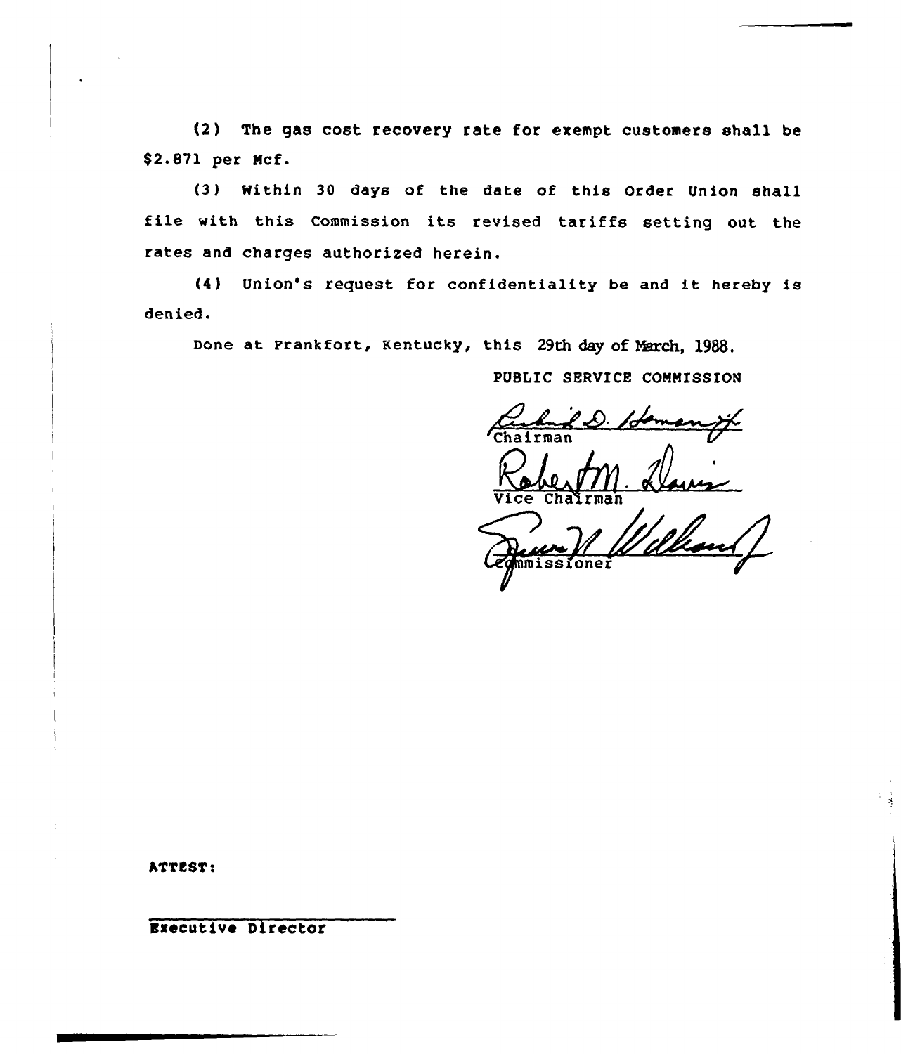(2) The gas cost recovery rate for exempt customers shall be $2.871 per Mcf.

(3) Within 30 days of the date of this Order Union shall file with this Commission its revised tariffs setting out the rates and charges authorized herein.

(4) Union's request for confidentiality be and it hereby is denied.

Done at Frankfort, Kentucky, this 29th day of March, 1988.

PUBLIC SERVICE COMMISSION

Chairman

Vice Chairman

Commissioner

ATTEST:

Executive Director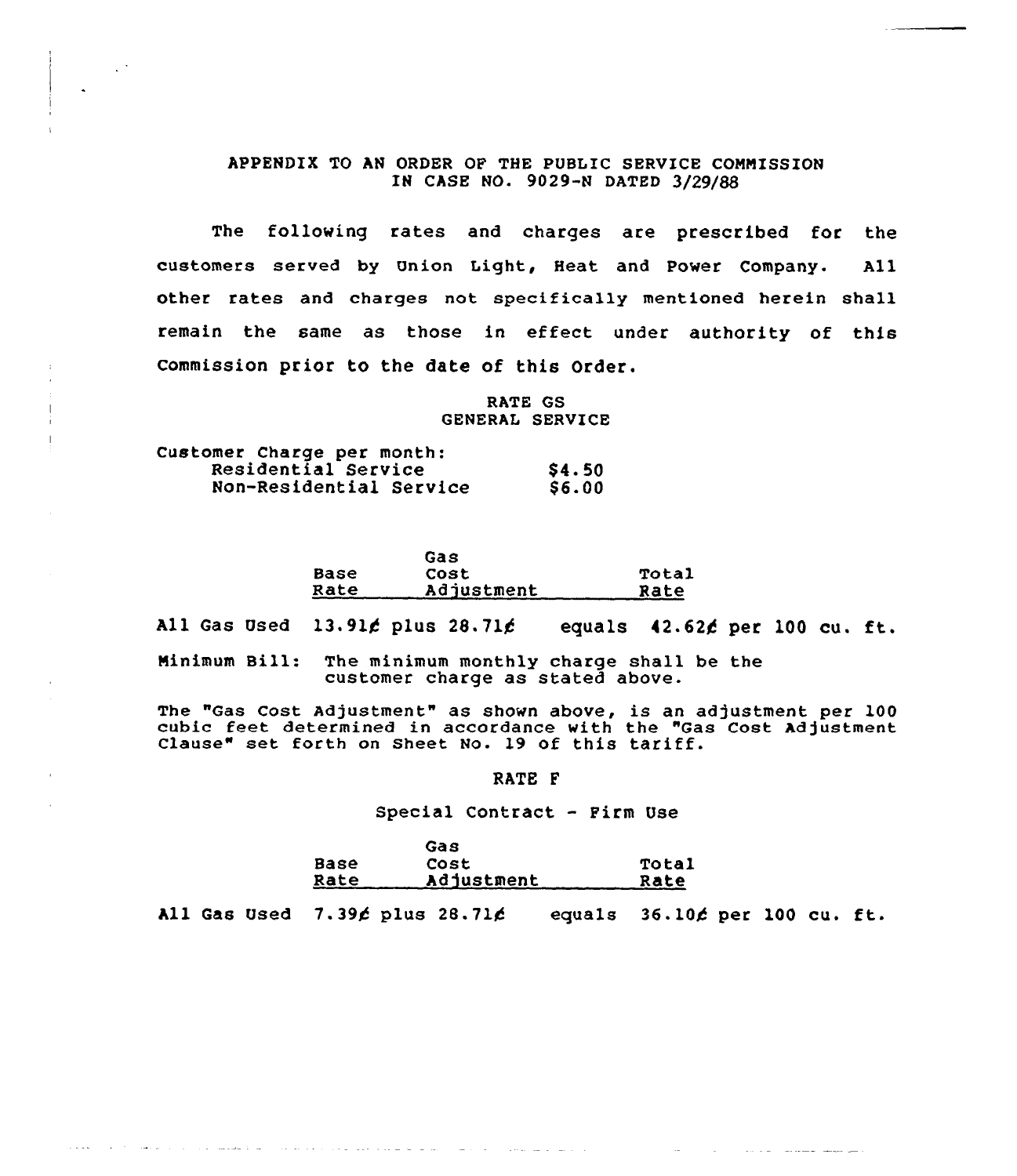# APPENDIX TO AN ORDER OF THE PUBLIC SERVICE COMMISSION IN CASE NO. 9029-N DATED 3/29/88

The following rates and charges are prescribed for the customers served by Union Light, Heat and Power Company. All other rates and charges not specifically mentioned herein shall remain the same as those in effect under authority of this Commission prior to the date of this Order.

## RATE GS
## GENERAL SERVICE

Customer Charge per month:

| | |
|---|---|
| Residential Service | \$4.50 |
| Non-Residential Service | \$6.00 |

| | Base Rate | | Gas Cost Adjustment | | Total Rate |
|---|---|---|---|---|---|
| All Gas Used | 13.91¢ | plus | 28.71¢ | equals | 42.62¢ per 100 cu. ft. |

Minimum Bill: The minimum monthly charge shall be the customer charge as stated above.

The "Gas Cost Adjustment" as shown above, is an adjustment per 100 cubic feet determined in accordance with the "Gas Cost Adjustment Clause" set forth on Sheet No. 19 of this tariff.

## RATE F

Special Contract - Firm Use

| | Base Rate | | Gas Cost Adjustment | | Total Rate |
|---|---|---|---|---|---|
| All Gas Used | 7.39¢ | plus | 28.71¢ | equals | 36.10¢ per 100 cu. ft. |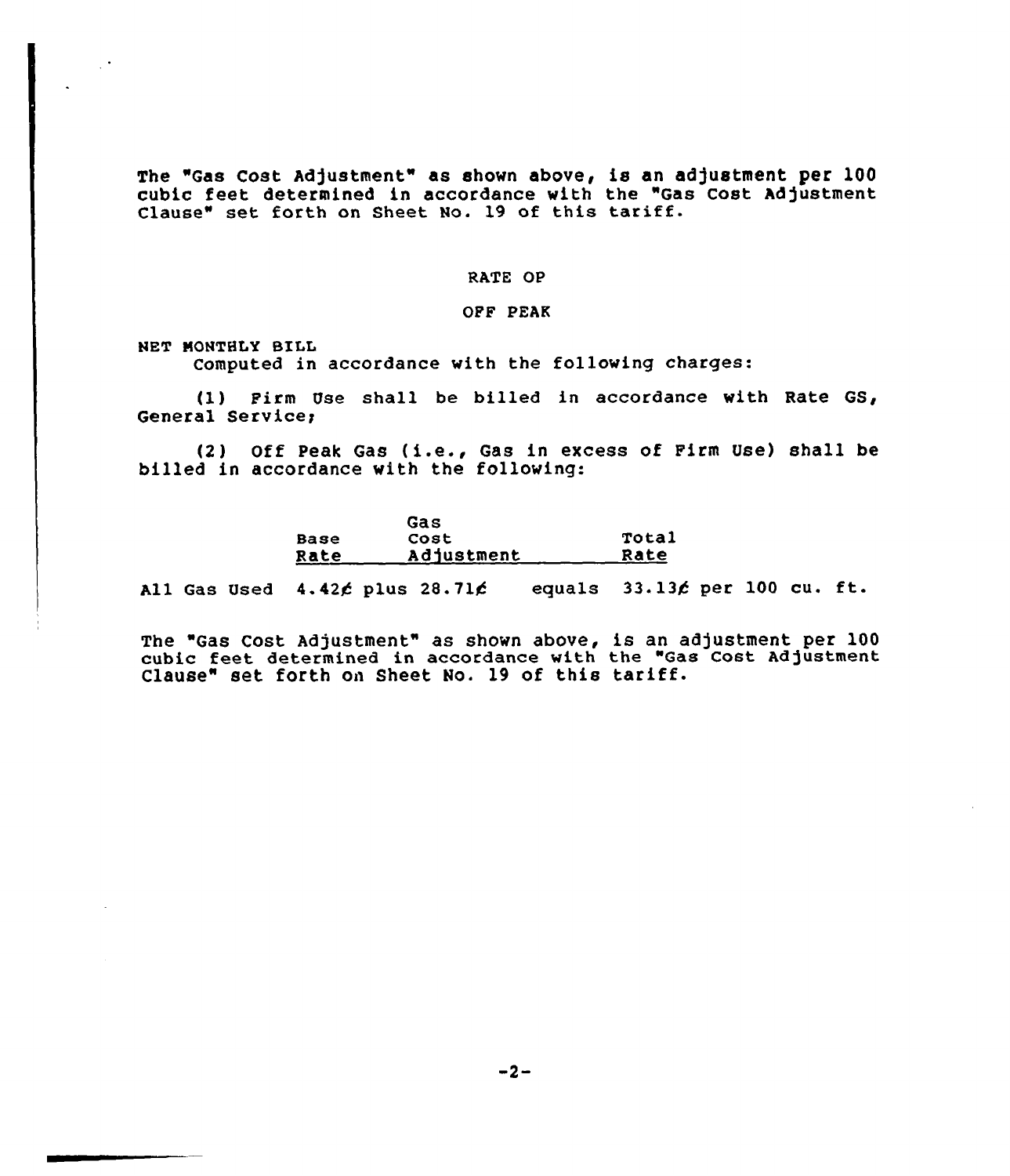The "Gas Cost Adjustment" as shown above, is an adjustment per 100 cubic feet determined in accordance with the "Gas Cost Adjustment Clause" set forth on Sheet No. 19 of this tariff.

RATE OP

OFF PEAK

NET MONTHLY BILL

Computed in accordance with the following charges:

(1) Firm Use shall be billed in accordance with Rate GS, General Service;

(2) Off Peak Gas (i.e., Gas in excess of Firm Use) shall be billed in accordance with the following:

| | Base Rate | | Gas Cost Adjustment | | Total Rate | |
|---|---|---|---|---|---|---|
| All Gas Used | 4.42¢ | plus | 28.71¢ | equals | 33.13¢ | per 100 cu. ft. |

The "Gas Cost Adjustment" as shown above, is an adjustment per 100 cubic feet determined in accordance with the "Gas Cost Adjustment Clause" set forth on Sheet No. 19 of this tariff.